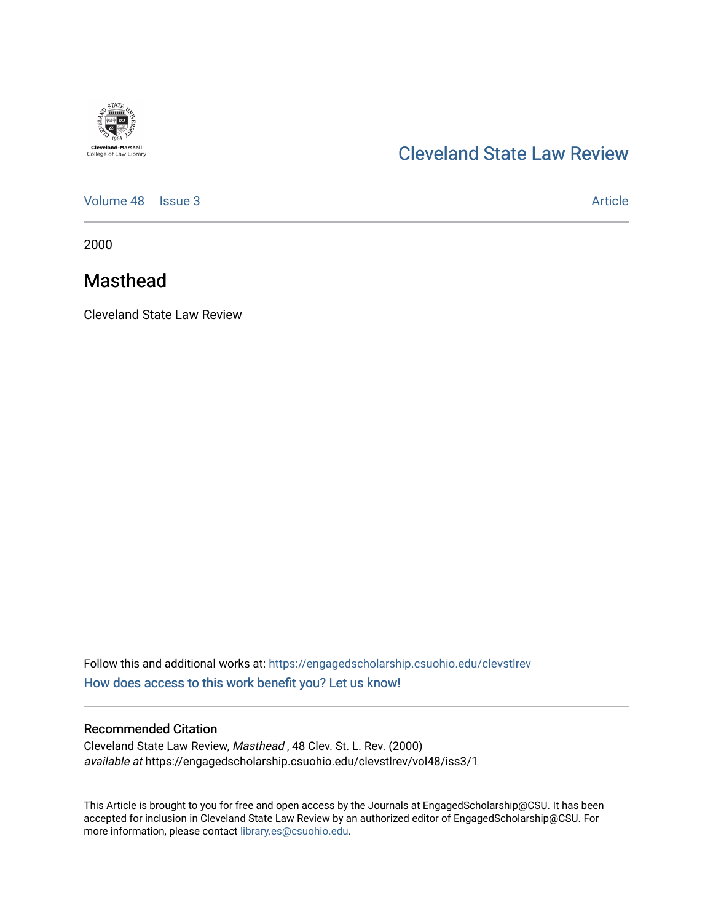Cleveland-Marshall College of Law Library

# Cleveland State Law Review

Volume 48 | Issue 3 | Article

2000

## Masthead

Cleveland State Law Review

Follow this and additional works at: https://engagedscholarship.csuohio.edu/clevstlrev

How does access to this work benefit you? Let us know!

### Recommended Citation

Cleveland State Law Review, *Masthead* , 48 Clev. St. L. Rev. (2000)
*available at* https://engagedscholarship.csuohio.edu/clevstlrev/vol48/iss3/1

This Article is brought to you for free and open access by the Journals at EngagedScholarship@CSU. It has been accepted for inclusion in Cleveland State Law Review by an authorized editor of EngagedScholarship@CSU. For more information, please contact library.es@csuohio.edu.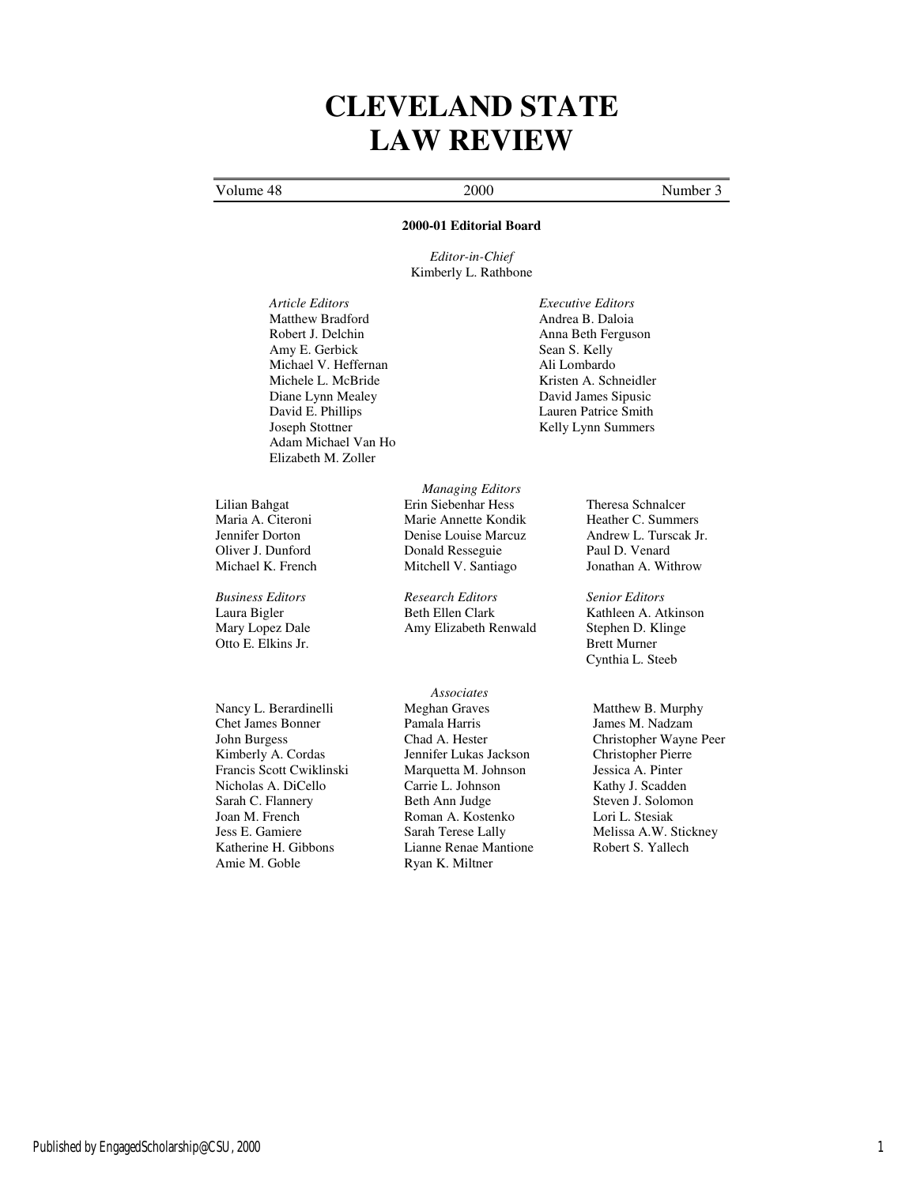# CLEVELAND STATE LAW REVIEW

Volume 48 — 2000 — Number 3

**2000-01 Editorial Board**

*Editor-in-Chief*
Kimberly L. Rathbone

*Article Editors*
Matthew Bradford
Robert J. Delchin
Amy E. Gerbick
Michael V. Heffernan
Michele L. McBride
Diane Lynn Mealey
David E. Phillips
Joseph Stottner
Adam Michael Van Ho
Elizabeth M. Zoller

*Executive Editors*
Andrea B. Daloia
Anna Beth Ferguson
Sean S. Kelly
Ali Lombardo
Kristen A. Schneidler
David James Sipusic
Lauren Patrice Smith
Kelly Lynn Summers

*Managing Editors*
Lilian Bahgat
Maria A. Citeroni
Jennifer Dorton
Oliver J. Dunford
Michael K. French
Erin Siebenhar Hess
Marie Annette Kondik
Denise Louise Marcuz
Donald Resseguie
Mitchell V. Santiago
Theresa Schnalcer
Heather C. Summers
Andrew L. Turscak Jr.
Paul D. Venard
Jonathan A. Withrow

*Business Editors*
Laura Bigler
Mary Lopez Dale
Otto E. Elkins Jr.

*Research Editors*
Beth Ellen Clark
Amy Elizabeth Renwald

*Senior Editors*
Kathleen A. Atkinson
Stephen D. Klinge
Brett Murner
Cynthia L. Steeb

*Associates*
Nancy L. Berardinelli
Chet James Bonner
John Burgess
Kimberly A. Cordas
Francis Scott Cwiklinski
Nicholas A. DiCello
Sarah C. Flannery
Joan M. French
Jess E. Gamiere
Katherine H. Gibbons
Amie M. Goble
Meghan Graves
Pamala Harris
Chad A. Hester
Jennifer Lukas Jackson
Marquetta M. Johnson
Carrie L. Johnson
Beth Ann Judge
Roman A. Kostenko
Sarah Terese Lally
Lianne Renae Mantione
Ryan K. Miltner
Matthew B. Murphy
James M. Nadzam
Christopher Wayne Peer
Christopher Pierre
Jessica A. Pinter
Kathy J. Scadden
Steven J. Solomon
Lori L. Stesiak
Melissa A.W. Stickney
Robert S. Yallech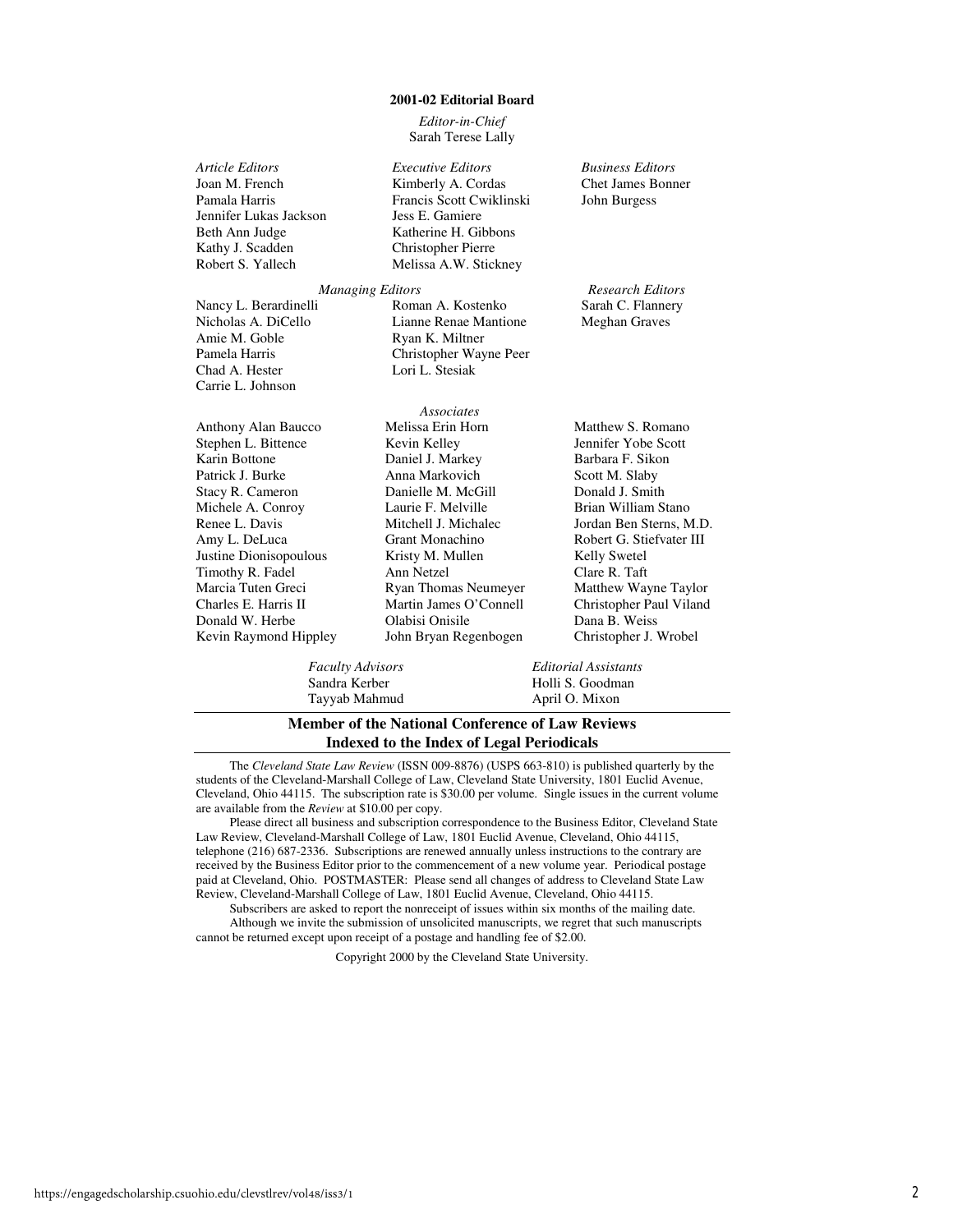## 2001-02 Editorial Board

*Editor-in-Chief*
Sarah Terese Lally

*Article Editors*
Joan M. French
Pamala Harris
Jennifer Lukas Jackson
Beth Ann Judge
Kathy J. Scadden
Robert S. Yallech

*Executive Editors*
Kimberly A. Cordas
Francis Scott Cwiklinski
Jess E. Gamiere
Katherine H. Gibbons
Christopher Pierre
Melissa A.W. Stickney

*Business Editors*
Chet James Bonner
John Burgess

*Managing Editors*
Nancy L. Berardinelli
Nicholas A. DiCello
Amie M. Goble
Pamela Harris
Chad A. Hester
Carrie L. Johnson
Roman A. Kostenko
Lianne Renae Mantione
Ryan K. Miltner
Christopher Wayne Peer
Lori L. Stesiak

*Research Editors*
Sarah C. Flannery
Meghan Graves

*Associates*
Anthony Alan Baucco
Stephen L. Bittence
Karin Bottone
Patrick J. Burke
Stacy R. Cameron
Michele A. Conroy
Renee L. Davis
Amy L. DeLuca
Justine Dionisopoulous
Timothy R. Fadel
Marcia Tuten Greci
Charles E. Harris II
Donald W. Herbe
Kevin Raymond Hippley
Melissa Erin Horn
Kevin Kelley
Daniel J. Markey
Anna Markovich
Danielle M. McGill
Laurie F. Melville
Mitchell J. Michalec
Grant Monachino
Kristy M. Mullen
Ann Netzel
Ryan Thomas Neumeyer
Martin James O'Connell
Olabisi Onisile
John Bryan Regenbogen
Matthew S. Romano
Jennifer Yobe Scott
Barbara F. Sikon
Scott M. Slaby
Donald J. Smith
Brian William Stano
Jordan Ben Sterns, M.D.
Robert G. Stiefvater III
Kelly Swetel
Clare R. Taft
Matthew Wayne Taylor
Christopher Paul Viland
Dana B. Weiss
Christopher J. Wrobel

*Faculty Advisors*
Sandra Kerber
Tayyab Mahmud

*Editorial Assistants*
Holli S. Goodman
April O. Mixon

---

**Member of the National Conference of Law Reviews**
**Indexed to the Index of Legal Periodicals**

---

The *Cleveland State Law Review* (ISSN 009-8876) (USPS 663-810) is published quarterly by the students of the Cleveland-Marshall College of Law, Cleveland State University, 1801 Euclid Avenue, Cleveland, Ohio 44115. The subscription rate is $30.00 per volume. Single issues in the current volume are available from the *Review* at $10.00 per copy.

Please direct all business and subscription correspondence to the Business Editor, Cleveland State Law Review, Cleveland-Marshall College of Law, 1801 Euclid Avenue, Cleveland, Ohio 44115, telephone (216) 687-2336. Subscriptions are renewed annually unless instructions to the contrary are received by the Business Editor prior to the commencement of a new volume year. Periodical postage paid at Cleveland, Ohio. POSTMASTER: Please send all changes of address to Cleveland State Law Review, Cleveland-Marshall College of Law, 1801 Euclid Avenue, Cleveland, Ohio 44115.

Subscribers are asked to report the nonreceipt of issues within six months of the mailing date.

Although we invite the submission of unsolicited manuscripts, we regret that such manuscripts cannot be returned except upon receipt of a postage and handling fee of $2.00.

Copyright 2000 by the Cleveland State University.